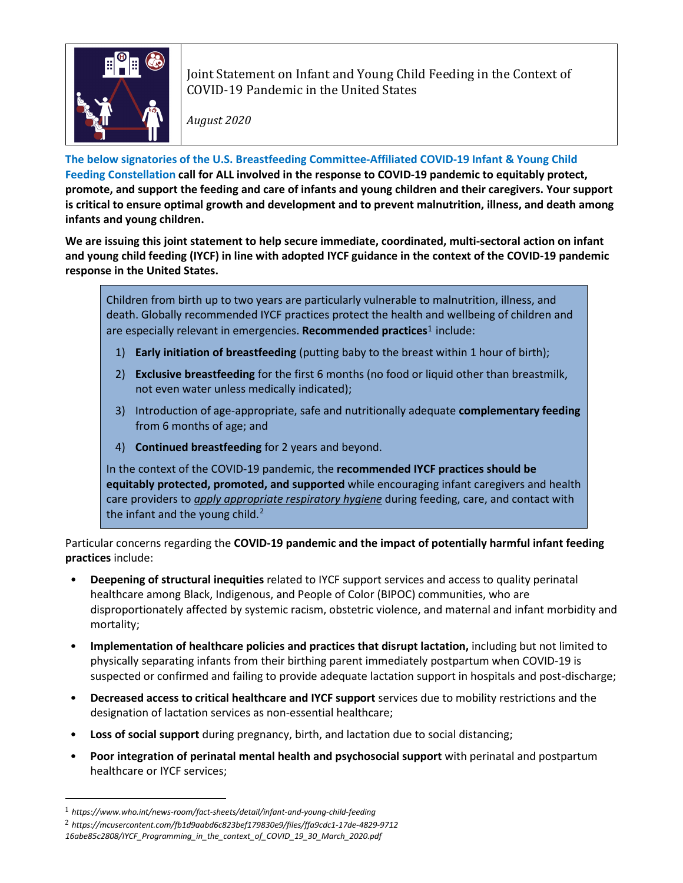# Joint Statement on Infant and Young Child Feeding in the Context of COVID-19 Pandemic in the United States

*August 2020*

**The below signatories of the U.S. Breastfeeding Committee-Affiliated COVID-19 Infant & Young Child Feeding Constellation call for ALL involved in the response to COVID-19 pandemic to equitably protect, promote, and support the feeding and care of infants and young children and their caregivers. Your support is critical to ensure optimal growth and development and to prevent malnutrition, illness, and death among infants and young children.**

**We are issuing this joint statement to help secure immediate, coordinated, multi-sectoral action on infant and young child feeding (IYCF) in line with adopted IYCF guidance in the context of the COVID-19 pandemic response in the United States.**

> Children from birth up to two years are particularly vulnerable to malnutrition, illness, and death. Globally recommended IYCF practices protect the health and wellbeing of children and are especially relevant in emergencies. **Recommended practices**[1] include:
>
> 1) **Early initiation of breastfeeding** (putting baby to the breast within 1 hour of birth);
> 2) **Exclusive breastfeeding** for the first 6 months (no food or liquid other than breastmilk, not even water unless medically indicated);
> 3) Introduction of age-appropriate, safe and nutritionally adequate **complementary feeding** from 6 months of age; and
> 4) **Continued breastfeeding** for 2 years and beyond.
>
> In the context of the COVID-19 pandemic, the **recommended IYCF practices should be equitably protected, promoted, and supported** while encouraging infant caregivers and health care providers to *apply appropriate respiratory hygiene* during feeding, care, and contact with the infant and the young child.[2]

Particular concerns regarding the **COVID-19 pandemic and the impact of potentially harmful infant feeding practices** include:

- **Deepening of structural inequities** related to IYCF support services and access to quality perinatal healthcare among Black, Indigenous, and People of Color (BIPOC) communities, who are disproportionately affected by systemic racism, obstetric violence, and maternal and infant morbidity and mortality;
- **Implementation of healthcare policies and practices that disrupt lactation,** including but not limited to physically separating infants from their birthing parent immediately postpartum when COVID-19 is suspected or confirmed and failing to provide adequate lactation support in hospitals and post-discharge;
- **Decreased access to critical healthcare and IYCF support** services due to mobility restrictions and the designation of lactation services as non-essential healthcare;
- **Loss of social support** during pregnancy, birth, and lactation due to social distancing;
- **Poor integration of perinatal mental health and psychosocial support** with perinatal and postpartum healthcare or IYCF services;

---

[1] *https://www.who.int/news-room/fact-sheets/detail/infant-and-young-child-feeding*

[2] *https://mcusercontent.com/fb1d9aabd6c823bef179830e9/files/ffa9cdc1-17de-4829-9712 16abe85c2808/IYCF_Programming_in_the_context_of_COVID_19_30_March_2020.pdf*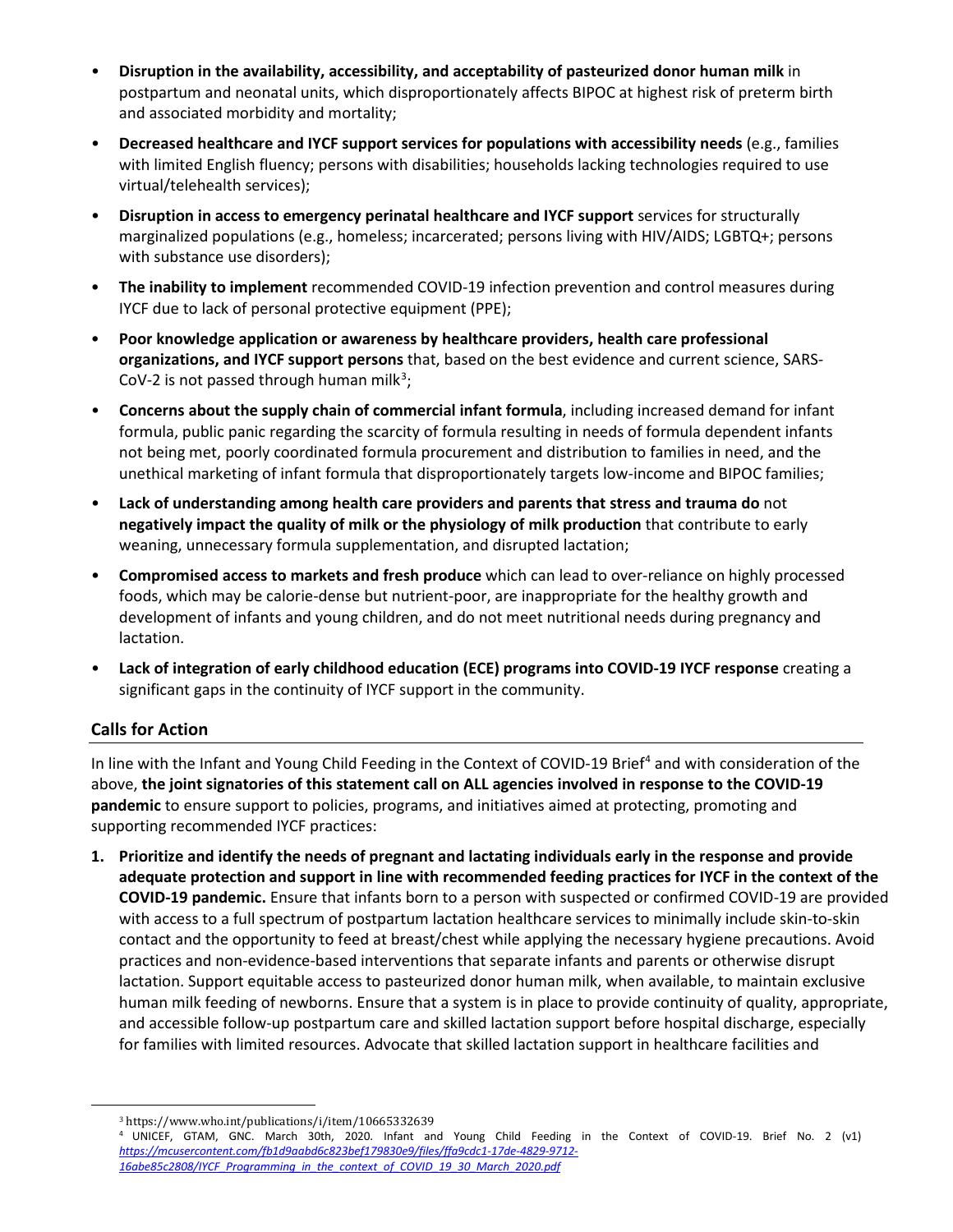- **Disruption in the availability, accessibility, and acceptability of pasteurized donor human milk** in postpartum and neonatal units, which disproportionately affects BIPOC at highest risk of preterm birth and associated morbidity and mortality;
- **Decreased healthcare and IYCF support services for populations with accessibility needs** (e.g., families with limited English fluency; persons with disabilities; households lacking technologies required to use virtual/telehealth services);
- **Disruption in access to emergency perinatal healthcare and IYCF support** services for structurally marginalized populations (e.g., homeless; incarcerated; persons living with HIV/AIDS; LGBTQ+; persons with substance use disorders);
- **The inability to implement** recommended COVID-19 infection prevention and control measures during IYCF due to lack of personal protective equipment (PPE);
- **Poor knowledge application or awareness by healthcare providers, health care professional organizations, and IYCF support persons** that, based on the best evidence and current science, SARS-CoV-2 is not passed through human milk[3];
- **Concerns about the supply chain of commercial infant formula**, including increased demand for infant formula, public panic regarding the scarcity of formula resulting in needs of formula dependent infants not being met, poorly coordinated formula procurement and distribution to families in need, and the unethical marketing of infant formula that disproportionately targets low-income and BIPOC families;
- **Lack of understanding among health care providers and parents that stress and trauma do** not **negatively impact the quality of milk or the physiology of milk production** that contribute to early weaning, unnecessary formula supplementation, and disrupted lactation;
- **Compromised access to markets and fresh produce** which can lead to over-reliance on highly processed foods, which may be calorie-dense but nutrient-poor, are inappropriate for the healthy growth and development of infants and young children, and do not meet nutritional needs during pregnancy and lactation.
- **Lack of integration of early childhood education (ECE) programs into COVID-19 IYCF response** creating a significant gaps in the continuity of IYCF support in the community.

## Calls for Action

In line with the Infant and Young Child Feeding in the Context of COVID-19 Brief[4] and with consideration of the above, **the joint signatories of this statement call on ALL agencies involved in response to the COVID-19 pandemic** to ensure support to policies, programs, and initiatives aimed at protecting, promoting and supporting recommended IYCF practices:

1. **Prioritize and identify the needs of pregnant and lactating individuals early in the response and provide adequate protection and support in line with recommended feeding practices for IYCF in the context of the COVID-19 pandemic.** Ensure that infants born to a person with suspected or confirmed COVID-19 are provided with access to a full spectrum of postpartum lactation healthcare services to minimally include skin-to-skin contact and the opportunity to feed at breast/chest while applying the necessary hygiene precautions. Avoid practices and non-evidence-based interventions that separate infants and parents or otherwise disrupt lactation. Support equitable access to pasteurized donor human milk, when available, to maintain exclusive human milk feeding of newborns. Ensure that a system is in place to provide continuity of quality, appropriate, and accessible follow-up postpartum care and skilled lactation support before hospital discharge, especially for families with limited resources. Advocate that skilled lactation support in healthcare facilities and

[3] https://www.who.int/publications/i/item/10665332639

[4] UNICEF, GTAM, GNC. March 30th, 2020. Infant and Young Child Feeding in the Context of COVID-19. Brief No. 2 (v1) *https://mcusercontent.com/fb1d9aabd6c823bef179830e9/files/ffa9cdc1-17de-4829-9712-16abe85c2808/IYCF_Programming_in_the_context_of_COVID_19_30_March_2020.pdf*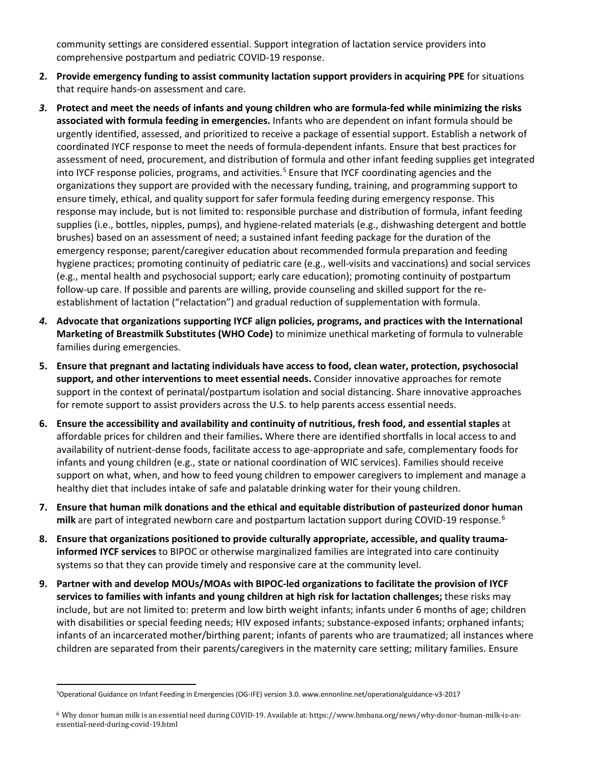community settings are considered essential. Support integration of lactation service providers into comprehensive postpartum and pediatric COVID-19 response.

2. **Provide emergency funding to assist community lactation support providers in acquiring PPE** for situations that require hands-on assessment and care.

3. **Protect and meet the needs of infants and young children who are formula-fed while minimizing the risks associated with formula feeding in emergencies.** Infants who are dependent on infant formula should be urgently identified, assessed, and prioritized to receive a package of essential support. Establish a network of coordinated IYCF response to meet the needs of formula-dependent infants. Ensure that best practices for assessment of need, procurement, and distribution of formula and other infant feeding supplies get integrated into IYCF response policies, programs, and activities.[5] Ensure that IYCF coordinating agencies and the organizations they support are provided with the necessary funding, training, and programming support to ensure timely, ethical, and quality support for safer formula feeding during emergency response. This response may include, but is not limited to: responsible purchase and distribution of formula, infant feeding supplies (i.e., bottles, nipples, pumps), and hygiene-related materials (e.g., dishwashing detergent and bottle brushes) based on an assessment of need; a sustained infant feeding package for the duration of the emergency response; parent/caregiver education about recommended formula preparation and feeding hygiene practices; promoting continuity of pediatric care (e.g., well-visits and vaccinations) and social services (e.g., mental health and psychosocial support; early care education); promoting continuity of postpartum follow-up care. If possible and parents are willing, provide counseling and skilled support for the re-establishment of lactation ("relactation") and gradual reduction of supplementation with formula.

4. **Advocate that organizations supporting IYCF align policies, programs, and practices with the International Marketing of Breastmilk Substitutes (WHO Code)** to minimize unethical marketing of formula to vulnerable families during emergencies.

5. **Ensure that pregnant and lactating individuals have access to food, clean water, protection, psychosocial support, and other interventions to meet essential needs.** Consider innovative approaches for remote support in the context of perinatal/postpartum isolation and social distancing. Share innovative approaches for remote support to assist providers across the U.S. to help parents access essential needs.

6. **Ensure the accessibility and availability and continuity of nutritious, fresh food, and essential staples** at affordable prices for children and their families**.** Where there are identified shortfalls in local access to and availability of nutrient-dense foods, facilitate access to age-appropriate and safe, complementary foods for infants and young children (e.g., state or national coordination of WIC services). Families should receive support on what, when, and how to feed young children to empower caregivers to implement and manage a healthy diet that includes intake of safe and palatable drinking water for their young children.

7. **Ensure that human milk donations and the ethical and equitable distribution of pasteurized donor human milk** are part of integrated newborn care and postpartum lactation support during COVID-19 response.[6]

8. **Ensure that organizations positioned to provide culturally appropriate, accessible, and quality trauma-informed IYCF services** to BIPOC or otherwise marginalized families are integrated into care continuity systems so that they can provide timely and responsive care at the community level.

9. **Partner with and develop MOUs/MOAs with BIPOC-led organizations to facilitate the provision of IYCF services to families with infants and young children at high risk for lactation challenges;** these risks may include, but are not limited to: preterm and low birth weight infants; infants under 6 months of age; children with disabilities or special feeding needs; HIV exposed infants; substance-exposed infants; orphaned infants; infants of an incarcerated mother/birthing parent; infants of parents who are traumatized; all instances where children are separated from their parents/caregivers in the maternity care setting; military families. Ensure

---

[5] Operational Guidance on Infant Feeding in Emergencies (OG-IFE) version 3.0. www.ennonline.net/operationalguidance-v3-2017

[6] Why donor human milk is an essential need during COVID-19. Available at: https://www.hmbana.org/news/why-donor-human-milk-is-an-essential-need-during-covid-19.html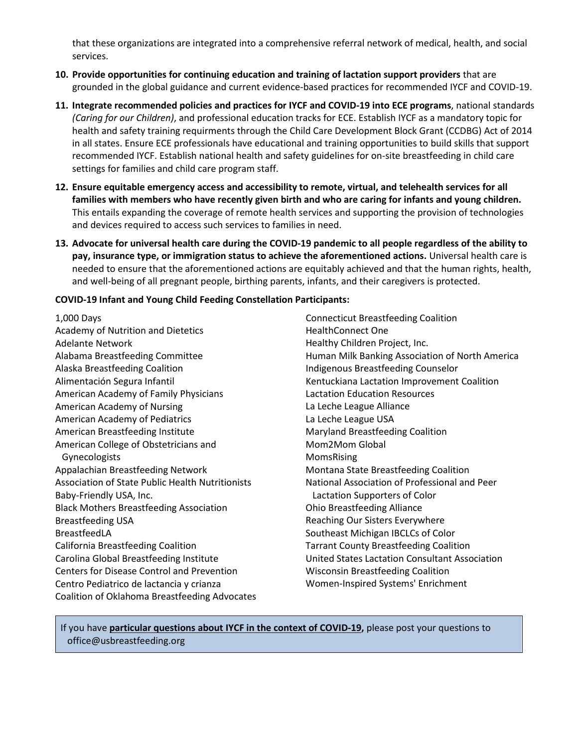that these organizations are integrated into a comprehensive referral network of medical, health, and social services.

10. **Provide opportunities for continuing education and training of lactation support providers** that are grounded in the global guidance and current evidence-based practices for recommended IYCF and COVID-19.
11. **Integrate recommended policies and practices for IYCF and COVID-19 into ECE programs**, national standards *(Caring for our Children)*, and professional education tracks for ECE. Establish IYCF as a mandatory topic for health and safety training requirments through the Child Care Development Block Grant (CCDBG) Act of 2014 in all states. Ensure ECE professionals have educational and training opportunities to build skills that support recommended IYCF. Establish national health and safety guidelines for on-site breastfeeding in child care settings for families and child care program staff.
12. **Ensure equitable emergency access and accessibility to remote, virtual, and telehealth services for all families with members who have recently given birth and who are caring for infants and young children.** This entails expanding the coverage of remote health services and supporting the provision of technologies and devices required to access such services to families in need.
13. **Advocate for universal health care during the COVID-19 pandemic to all people regardless of the ability to pay, insurance type, or immigration status to achieve the aforementioned actions.** Universal health care is needed to ensure that the aforementioned actions are equitably achieved and that the human rights, health, and well-being of all pregnant people, birthing parents, infants, and their caregivers is protected.

**COVID-19 Infant and Young Child Feeding Constellation Participants:**

1,000 Days
Academy of Nutrition and Dietetics
Adelante Network
Alabama Breastfeeding Committee
Alaska Breastfeeding Coalition
Alimentación Segura Infantil
American Academy of Family Physicians
American Academy of Nursing
American Academy of Pediatrics
American Breastfeeding Institute
American College of Obstetricians and Gynecologists
Appalachian Breastfeeding Network
Association of State Public Health Nutritionists
Baby-Friendly USA, Inc.
Black Mothers Breastfeeding Association
Breastfeeding USA
BreastfeedLA
California Breastfeeding Coalition
Carolina Global Breastfeeding Institute
Centers for Disease Control and Prevention
Centro Pediatrico de lactancia y crianza
Coalition of Oklahoma Breastfeeding Advocates
Connecticut Breastfeeding Coalition
HealthConnect One
Healthy Children Project, Inc.
Human Milk Banking Association of North America
Indigenous Breastfeeding Counselor
Kentuckiana Lactation Improvement Coalition
Lactation Education Resources
La Leche League Alliance
La Leche League USA
Maryland Breastfeeding Coalition
Mom2Mom Global
MomsRising
Montana State Breastfeeding Coalition
National Association of Professional and Peer Lactation Supporters of Color
Ohio Breastfeeding Alliance
Reaching Our Sisters Everywhere
Southeast Michigan IBCLCs of Color
Tarrant County Breastfeeding Coalition
United States Lactation Consultant Association
Wisconsin Breastfeeding Coalition
Women-Inspired Systems' Enrichment

If you have **particular questions about IYCF in the context of COVID-19,** please post your questions to office@usbreastfeeding.org